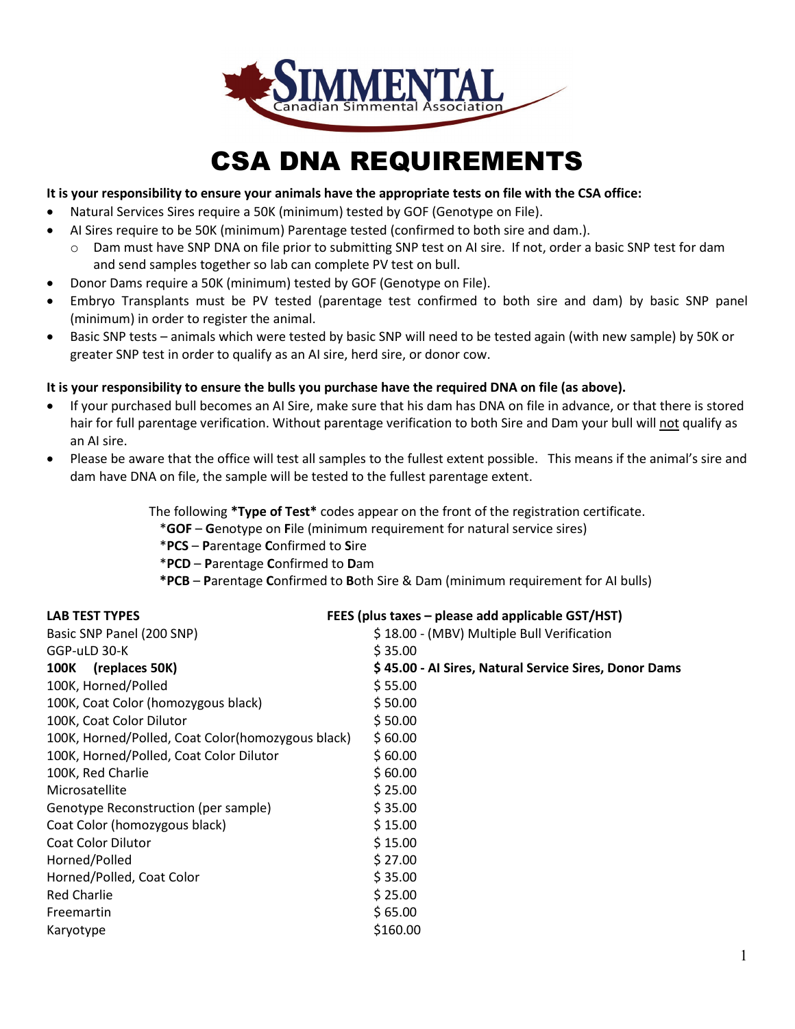# CSA DNA REQUIREMENTS

**It is your responsibility to ensure your animals have the appropriate tests on file with the CSA office:**

- Natural Services Sires require a 50K (minimum) tested by GOF (Genotype on File).
- AI Sires require to be 50K (minimum) Parentage tested (confirmed to both sire and dam.).
  - Dam must have SNP DNA on file prior to submitting SNP test on AI sire. If not, order a basic SNP test for dam and send samples together so lab can complete PV test on bull.
- Donor Dams require a 50K (minimum) tested by GOF (Genotype on File).
- Embryo Transplants must be PV tested (parentage test confirmed to both sire and dam) by basic SNP panel (minimum) in order to register the animal.
- Basic SNP tests – animals which were tested by basic SNP will need to be tested again (with new sample) by 50K or greater SNP test in order to qualify as an AI sire, herd sire, or donor cow.

**It is your responsibility to ensure the bulls you purchase have the required DNA on file (as above).**

- If your purchased bull becomes an AI Sire, make sure that his dam has DNA on file in advance, or that there is stored hair for full parentage verification. Without parentage verification to both Sire and Dam your bull will not qualify as an AI sire.
- Please be aware that the office will test all samples to the fullest extent possible. This means if the animal's sire and dam have DNA on file, the sample will be tested to the fullest parentage extent.

The following ***Type of Test*** codes appear on the front of the registration certificate.

*__GOF__ – __G__enotype on __F__ile (minimum requirement for natural service sires)
*__PCS__ – __P__arentage __C__onfirmed to __S__ire
*__PCD__ – __P__arentage __C__onfirmed to __D__am
***PCB** – __P__arentage __C__onfirmed to __B__oth Sire & Dam (minimum requirement for AI bulls)

| LAB TEST TYPES | FEES (plus taxes – please add applicable GST/HST) |
|---|---|
| Basic SNP Panel (200 SNP) | $ 18.00 - (MBV) Multiple Bull Verification |
| GGP-uLD 30-K | $ 35.00 |
| **100K (replaces 50K)** | **$ 45.00 - AI Sires, Natural Service Sires, Donor Dams** |
| 100K, Horned/Polled | $ 55.00 |
| 100K, Coat Color (homozygous black) | $ 50.00 |
| 100K, Coat Color Dilutor | $ 50.00 |
| 100K, Horned/Polled, Coat Color(homozygous black) | $ 60.00 |
| 100K, Horned/Polled, Coat Color Dilutor | $ 60.00 |
| 100K, Red Charlie | $ 60.00 |
| Microsatellite | $ 25.00 |
| Genotype Reconstruction (per sample) | $ 35.00 |
| Coat Color (homozygous black) | $ 15.00 |
| Coat Color Dilutor | $ 15.00 |
| Horned/Polled | $ 27.00 |
| Horned/Polled, Coat Color | $ 35.00 |
| Red Charlie | $ 25.00 |
| Freemartin | $ 65.00 |
| Karyotype | $160.00 |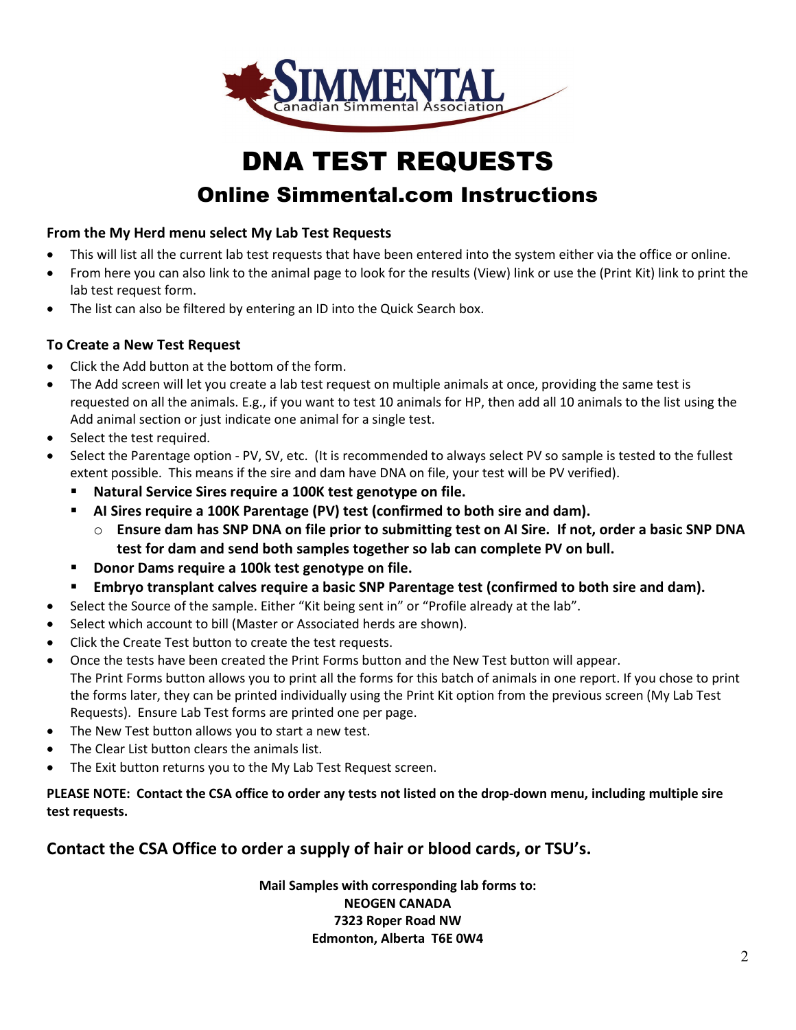SIMMENTAL
Canadian Simmental Association

# DNA TEST REQUESTS

## Online Simmental.com Instructions

**From the My Herd menu select My Lab Test Requests**

- This will list all the current lab test requests that have been entered into the system either via the office or online.
- From here you can also link to the animal page to look for the results (View) link or use the (Print Kit) link to print the lab test request form.
- The list can also be filtered by entering an ID into the Quick Search box.

**To Create a New Test Request**

- Click the Add button at the bottom of the form.
- The Add screen will let you create a lab test request on multiple animals at once, providing the same test is requested on all the animals. E.g., if you want to test 10 animals for HP, then add all 10 animals to the list using the Add animal section or just indicate one animal for a single test.
- Select the test required.
- Select the Parentage option - PV, SV, etc. (It is recommended to always select PV so sample is tested to the fullest extent possible. This means if the sire and dam have DNA on file, your test will be PV verified).
    - **Natural Service Sires require a 100K test genotype on file.**
    - **AI Sires require a 100K Parentage (PV) test (confirmed to both sire and dam).**
        - **Ensure dam has SNP DNA on file prior to submitting test on AI Sire. If not, order a basic SNP DNA test for dam and send both samples together so lab can complete PV on bull.**
    - **Donor Dams require a 100k test genotype on file.**
    - **Embryo transplant calves require a basic SNP Parentage test (confirmed to both sire and dam).**
- Select the Source of the sample. Either "Kit being sent in" or "Profile already at the lab".
- Select which account to bill (Master or Associated herds are shown).
- Click the Create Test button to create the test requests.
- Once the tests have been created the Print Forms button and the New Test button will appear.
  The Print Forms button allows you to print all the forms for this batch of animals in one report. If you chose to print the forms later, they can be printed individually using the Print Kit option from the previous screen (My Lab Test Requests). Ensure Lab Test forms are printed one per page.
- The New Test button allows you to start a new test.
- The Clear List button clears the animals list.
- The Exit button returns you to the My Lab Test Request screen.

**PLEASE NOTE: Contact the CSA office to order any tests not listed on the drop-down menu, including multiple sire test requests.**

### Contact the CSA Office to order a supply of hair or blood cards, or TSU's.

**Mail Samples with corresponding lab forms to:**
**NEOGEN CANADA**
**7323 Roper Road NW**
**Edmonton, Alberta T6E 0W4**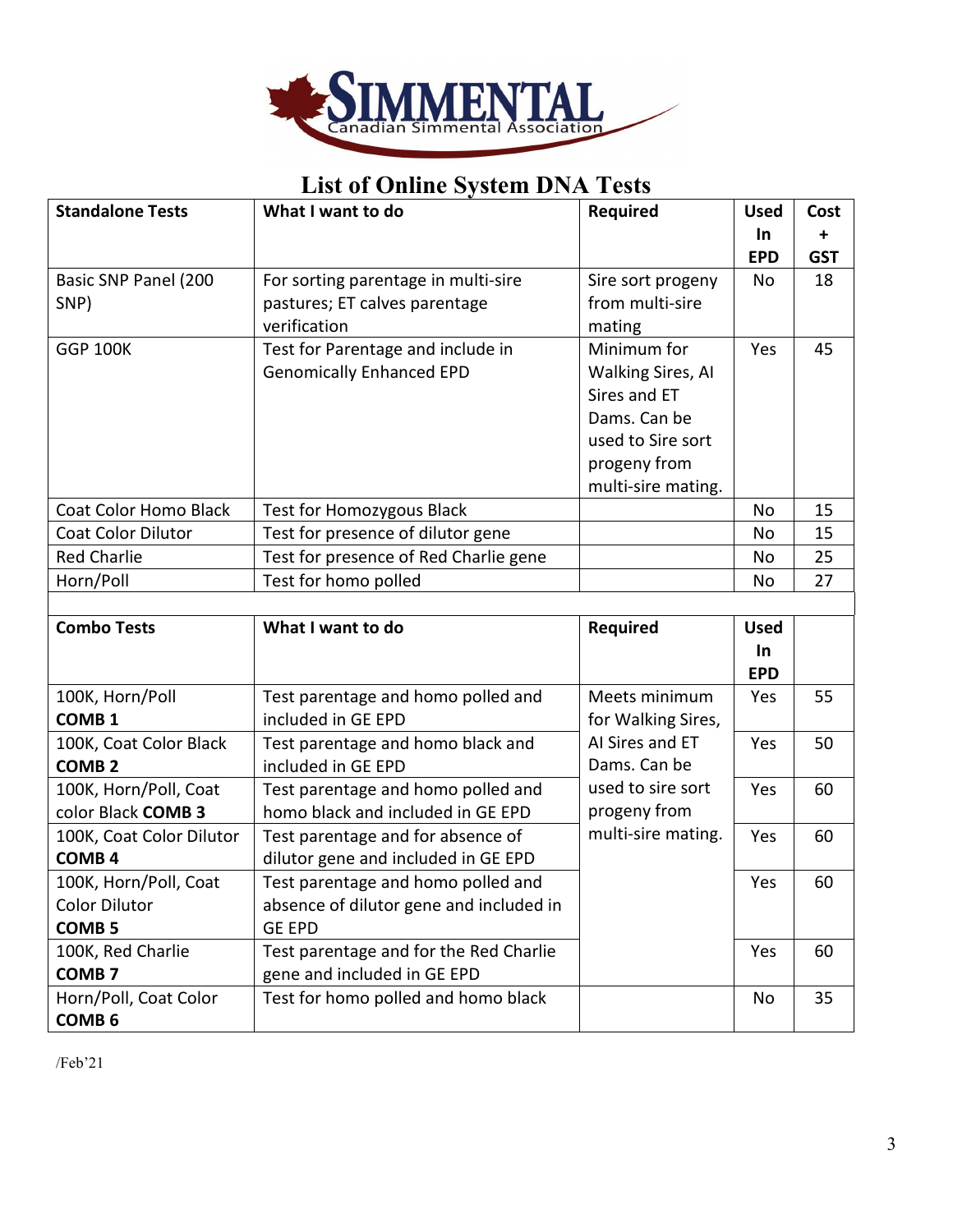SIMMENTAL
Canadian Simmental Association

# List of Online System DNA Tests

| Standalone Tests | What I want to do | Required | Used In EPD | Cost + GST |
|---|---|---|---|---|
| Basic SNP Panel (200 SNP) | For sorting parentage in multi-sire pastures; ET calves parentage verification | Sire sort progeny from multi-sire mating | No | 18 |
| GGP 100K | Test for Parentage and include in Genomically Enhanced EPD | Minimum for Walking Sires, AI Sires and ET Dams. Can be used to Sire sort progeny from multi-sire mating. | Yes | 45 |
| Coat Color Homo Black | Test for Homozygous Black | | No | 15 |
| Coat Color Dilutor | Test for presence of dilutor gene | | No | 15 |
| Red Charlie | Test for presence of Red Charlie gene | | No | 25 |
| Horn/Poll | Test for homo polled | | No | 27 |
| | | | | |
| **Combo Tests** | **What I want to do** | **Required** | **Used In EPD** | |
| 100K, Horn/Poll **COMB 1** | Test parentage and homo polled and included in GE EPD | Meets minimum for Walking Sires, AI Sires and ET Dams. Can be used to sire sort progeny from multi-sire mating. | Yes | 55 |
| 100K, Coat Color Black **COMB 2** | Test parentage and homo black and included in GE EPD | | Yes | 50 |
| 100K, Horn/Poll, Coat color Black **COMB 3** | Test parentage and homo polled and homo black and included in GE EPD | | Yes | 60 |
| 100K, Coat Color Dilutor **COMB 4** | Test parentage and for absence of dilutor gene and included in GE EPD | | Yes | 60 |
| 100K, Horn/Poll, Coat Color Dilutor **COMB 5** | Test parentage and homo polled and absence of dilutor gene and included in GE EPD | | Yes | 60 |
| 100K, Red Charlie **COMB 7** | Test parentage and for the Red Charlie gene and included in GE EPD | | Yes | 60 |
| Horn/Poll, Coat Color **COMB 6** | Test for homo polled and homo black | | No | 35 |

/Feb'21